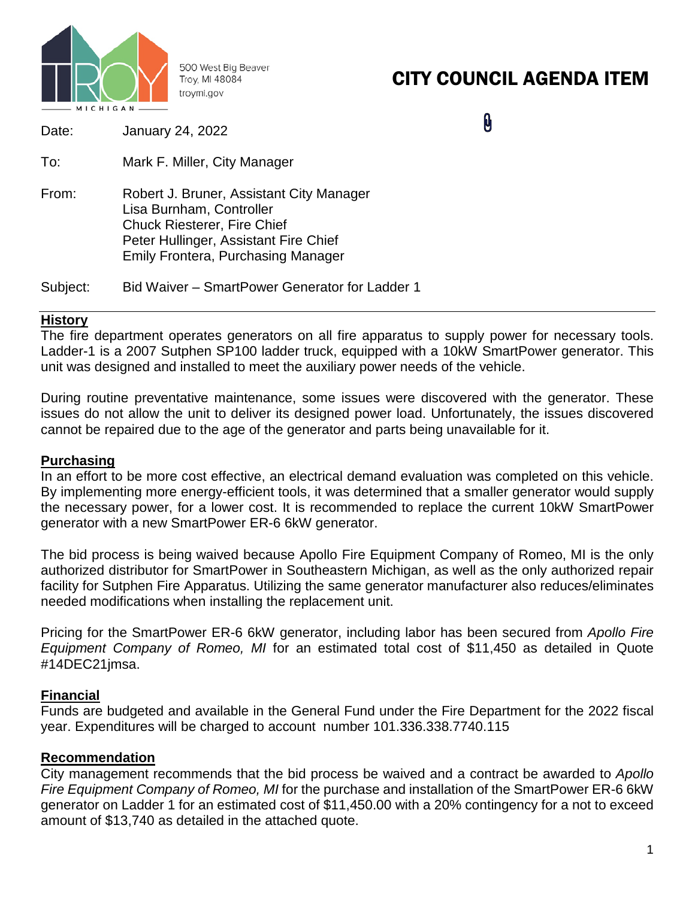500 West Big Beaver
Troy, MI 48084
troymi.gov

# CITY COUNCIL AGENDA ITEM

Date: January 24, 2022

To: Mark F. Miller, City Manager

From: Robert J. Bruner, Assistant City Manager
Lisa Burnham, Controller
Chuck Riesterer, Fire Chief
Peter Hullinger, Assistant Fire Chief
Emily Frontera, Purchasing Manager

Subject: Bid Waiver – SmartPower Generator for Ladder 1

## History

The fire department operates generators on all fire apparatus to supply power for necessary tools. Ladder-1 is a 2007 Sutphen SP100 ladder truck, equipped with a 10kW SmartPower generator. This unit was designed and installed to meet the auxiliary power needs of the vehicle.

During routine preventative maintenance, some issues were discovered with the generator. These issues do not allow the unit to deliver its designed power load. Unfortunately, the issues discovered cannot be repaired due to the age of the generator and parts being unavailable for it.

## Purchasing

In an effort to be more cost effective, an electrical demand evaluation was completed on this vehicle. By implementing more energy-efficient tools, it was determined that a smaller generator would supply the necessary power, for a lower cost. It is recommended to replace the current 10kW SmartPower generator with a new SmartPower ER-6 6kW generator.

The bid process is being waived because Apollo Fire Equipment Company of Romeo, MI is the only authorized distributor for SmartPower in Southeastern Michigan, as well as the only authorized repair facility for Sutphen Fire Apparatus. Utilizing the same generator manufacturer also reduces/eliminates needed modifications when installing the replacement unit.

Pricing for the SmartPower ER-6 6kW generator, including labor has been secured from *Apollo Fire Equipment Company of Romeo, MI* for an estimated total cost of $11,450 as detailed in Quote #14DEC21jmsa.

## Financial

Funds are budgeted and available in the General Fund under the Fire Department for the 2022 fiscal year. Expenditures will be charged to account number 101.336.338.7740.115

## Recommendation

City management recommends that the bid process be waived and a contract be awarded to *Apollo Fire Equipment Company of Romeo, MI* for the purchase and installation of the SmartPower ER-6 6kW generator on Ladder 1 for an estimated cost of $11,450.00 with a 20% contingency for a not to exceed amount of $13,740 as detailed in the attached quote.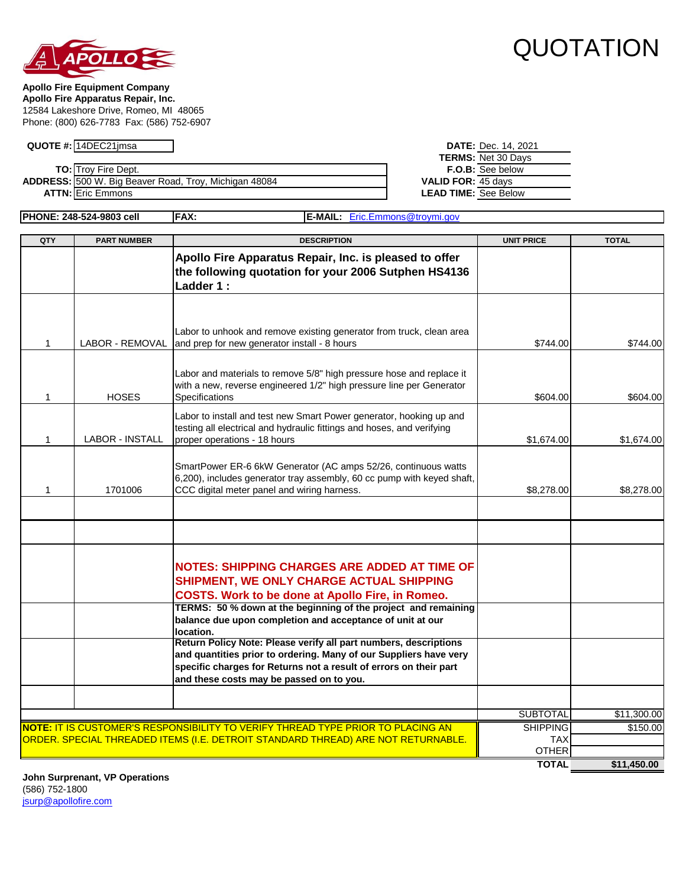# QUOTATION

**Apollo Fire Equipment Company**
**Apollo Fire Apparatus Repair, Inc.**
12584 Lakeshore Drive, Romeo, MI 48065
Phone: (800) 626-7783 Fax: (586) 752-6907

**QUOTE #:** 14DEC21jmsa

**TO:** Troy Fire Dept.
**ADDRESS:** 500 W. Big Beaver Road, Troy, Michigan 48084
**ATTN:** Eric Emmons

**DATE:** Dec. 14, 2021
**TERMS:** Net 30 Days
**F.O.B:** See below
**VALID FOR:** 45 days
**LEAD TIME:** See Below

**PHONE: 248-524-9803 cell** **FAX:** **E-MAIL:** Eric.Emmons@troymi.gov

| QTY | PART NUMBER | DESCRIPTION | UNIT PRICE | TOTAL |
|---|---|---|---|---|
| | | **Apollo Fire Apparatus Repair, Inc. is pleased to offer the following quotation for your 2006 Sutphen HS4136 Ladder 1 :** | | |
| 1 | LABOR - REMOVAL | Labor to unhook and remove existing generator from truck, clean area and prep for new generator install - 8 hours | $744.00 | $744.00 |
| 1 | HOSES | Labor and materials to remove 5/8" high pressure hose and replace it with a new, reverse engineered 1/2" high pressure line per Generator Specifications | $604.00 | $604.00 |
| 1 | LABOR - INSTALL | Labor to install and test new Smart Power generator, hooking up and testing all electrical and hydraulic fittings and hoses, and verifying proper operations - 18 hours | $1,674.00 | $1,674.00 |
| 1 | 1701006 | SmartPower ER-6 6kW Generator (AC amps 52/26, continuous watts 6,200), includes generator tray assembly, 60 cc pump with keyed shaft, CCC digital meter panel and wiring harness. | $8,278.00 | $8,278.00 |
| | | **NOTES: SHIPPING CHARGES ARE ADDED AT TIME OF SHIPMENT, WE ONLY CHARGE ACTUAL SHIPPING COSTS. Work to be done at Apollo Fire, in Romeo.** | | |
| | | **TERMS: 50 % down at the beginning of the project and remaining balance due upon completion and acceptance of unit at our location.** | | |
| | | **Return Policy Note: Please verify all part numbers, descriptions and quantities prior to ordering. Many of our Suppliers have very specific charges for Returns not a result of errors on their part and these costs may be passed on to you.** | | |
| | | | SUBTOTAL | $11,300.00 |
| | | | SHIPPING | $150.00 |
| | | | TAX | |
| | | | OTHER | |
| | | | **TOTAL** | **$11,450.00** |

**NOTE:** IT IS CUSTOMER'S RESPONSIBILITY TO VERIFY THREAD TYPE PRIOR TO PLACING AN ORDER. SPECIAL THREADED ITEMS (I.E. DETROIT STANDARD THREAD) ARE NOT RETURNABLE.

**John Surprenant, VP Operations**
(586) 752-1800
jsurp@apollofire.com